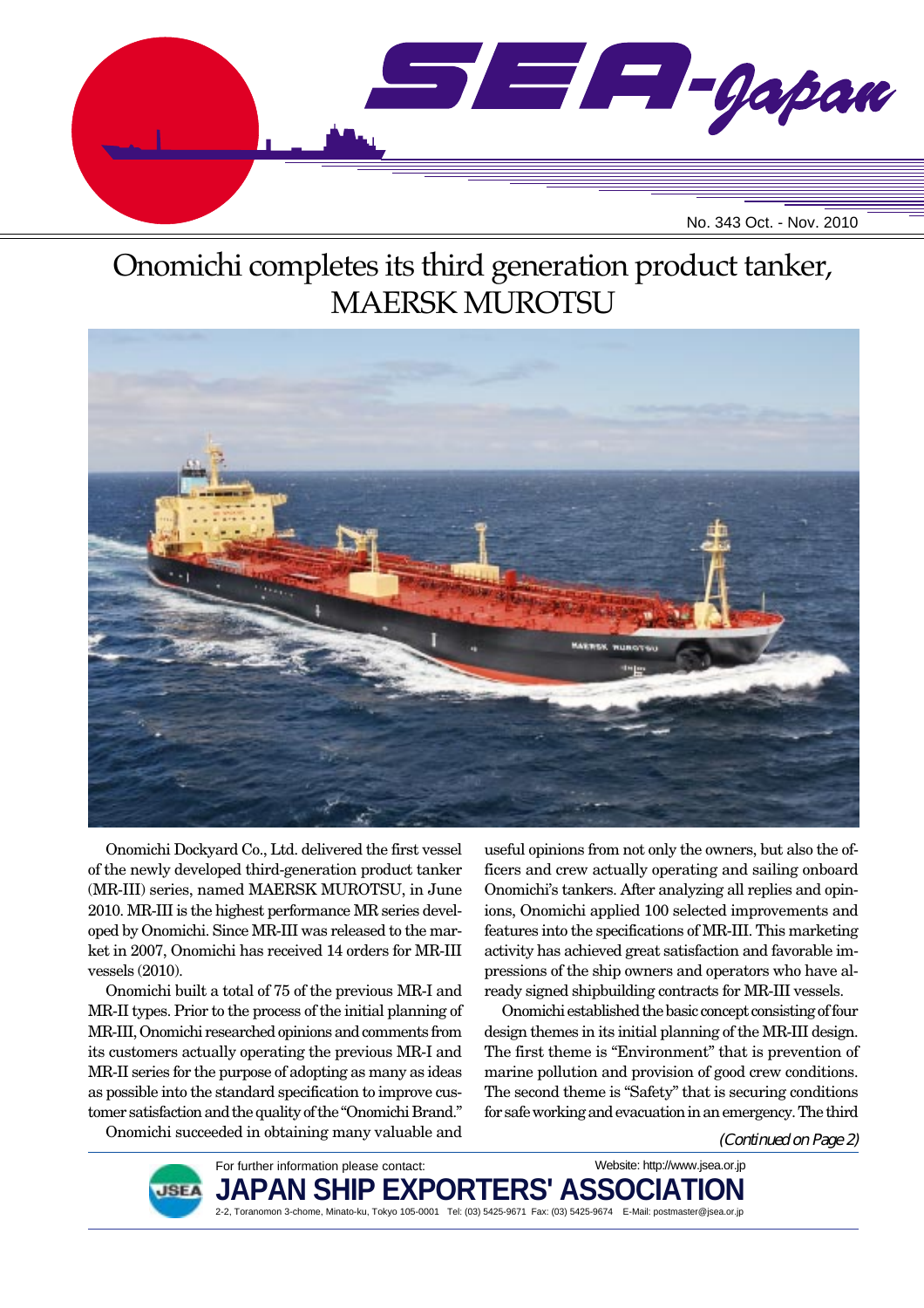# SEA-Japan

No. 343 Oct. - Nov. 2010

## Onomichi completes its third generation product tanker, MAERSK MUROTSU

Onomichi Dockyard Co., Ltd. delivered the first vessel of the newly developed third-generation product tanker (MR-III) series, named MAERSK MUROTSU, in June 2010. MR-III is the highest performance MR series developed by Onomichi. Since MR-III was released to the market in 2007, Onomichi has received 14 orders for MR-III vessels (2010).

Onomichi built a total of 75 of the previous MR-I and MR-II types. Prior to the process of the initial planning of MR-III, Onomichi researched opinions and comments from its customers actually operating the previous MR-I and MR-II series for the purpose of adopting as many as ideas as possible into the standard specification to improve customer satisfaction and the quality of the "Onomichi Brand."

Onomichi succeeded in obtaining many valuable and useful opinions from not only the owners, but also the officers and crew actually operating and sailing onboard Onomichi's tankers. After analyzing all replies and opinions, Onomichi applied 100 selected improvements and features into the specifications of MR-III. This marketing activity has achieved great satisfaction and favorable impressions of the ship owners and operators who have already signed shipbuilding contracts for MR-III vessels.

Onomichi established the basic concept consisting of four design themes in its initial planning of the MR-III design. The first theme is "Environment" that is prevention of marine pollution and provision of good crew conditions. The second theme is "Safety" that is securing conditions for safe working and evacuation in an emergency. The third

*(Continued on Page 2)*

For further information please contact:
Website: http://www.jsea.or.jp

**JAPAN SHIP EXPORTERS' ASSOCIATION**

2-2, Toranomon 3-chome, Minato-ku, Tokyo 105-0001 Tel: (03) 5425-9671 Fax: (03) 5425-9674 E-Mail: postmaster@jsea.or.jp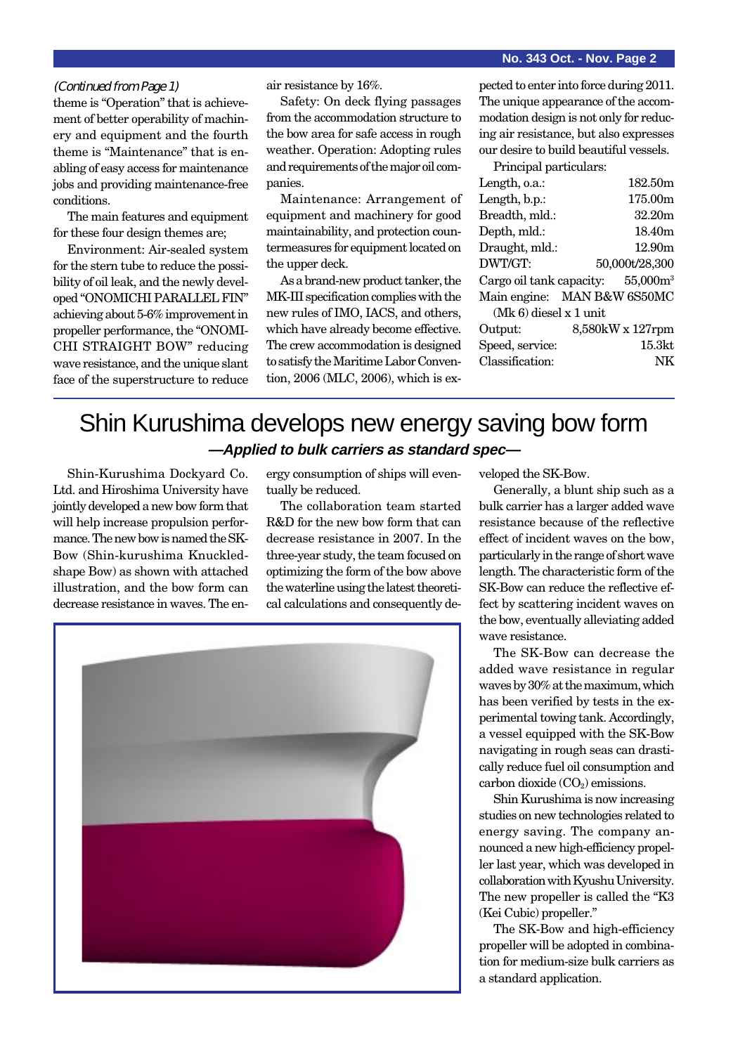*(Continued from Page 1)*

theme is "Operation" that is achievement of better operability of machinery and equipment and the fourth theme is "Maintenance" that is enabling of easy access for maintenance jobs and providing maintenance-free conditions.

The main features and equipment for these four design themes are;

Environment: Air-sealed system for the stern tube to reduce the possibility of oil leak, and the newly developed "ONOMICHI PARALLEL FIN" achieving about 5-6% improvement in propeller performance, the "ONOMICHI STRAIGHT BOW" reducing wave resistance, and the unique slant face of the superstructure to reduce air resistance by 16%.

Safety: On deck flying passages from the accommodation structure to the bow area for safe access in rough weather. Operation: Adopting rules and requirements of the major oil companies.

Maintenance: Arrangement of equipment and machinery for good maintainability, and protection countermeasures for equipment located on the upper deck.

As a brand-new product tanker, the MK-III specification complies with the new rules of IMO, IACS, and others, which have already become effective. The crew accommodation is designed to satisfy the Maritime Labor Convention, 2006 (MLC, 2006), which is expected to enter into force during 2011. The unique appearance of the accommodation design is not only for reducing air resistance, but also expresses our desire to build beautiful vessels.

Principal particulars:

| | |
|---|---|
| Length, o.a.: | 182.50m |
| Length, b.p.: | 175.00m |
| Breadth, mld.: | 32.20m |
| Depth, mld.: | 18.40m |
| Draught, mld.: | 12.90m |
| DWT/GT: | 50,000t/28,300 |
| Cargo oil tank capacity: | 55,000m$^3$ |
| Main engine: | MAN B&W 6S50MC (Mk 6) diesel x 1 unit |
| Output: | 8,580kW x 127rpm |
| Speed, service: | 15.3kt |
| Classification: | NK |

# Shin Kurushima develops new energy saving bow form

### *—Applied to bulk carriers as standard spec—*

Shin-Kurushima Dockyard Co. Ltd. and Hiroshima University have jointly developed a new bow form that will help increase propulsion performance. The new bow is named the SK-Bow (Shin-kurushima Knuckled-shape Bow) as shown with attached illustration, and the bow form can decrease resistance in waves. The energy consumption of ships will eventually be reduced.

The collaboration team started R&D for the new bow form that can decrease resistance in 2007. In the three-year study, the team focused on optimizing the form of the bow above the waterline using the latest theoretical calculations and consequently developed the SK-Bow.

Generally, a blunt ship such as a bulk carrier has a larger added wave resistance because of the reflective effect of incident waves on the bow, particularly in the range of short wave length. The characteristic form of the SK-Bow can reduce the reflective effect by scattering incident waves on the bow, eventually alleviating added wave resistance.

The SK-Bow can decrease the added wave resistance in regular waves by 30% at the maximum, which has been verified by tests in the experimental towing tank. Accordingly, a vessel equipped with the SK-Bow navigating in rough seas can drastically reduce fuel oil consumption and carbon dioxide ($CO_2$) emissions.

Shin Kurushima is now increasing studies on new technologies related to energy saving. The company announced a new high-efficiency propeller last year, which was developed in collaboration with Kyushu University. The new propeller is called the "K3 (Kei Cubic) propeller."

The SK-Bow and high-efficiency propeller will be adopted in combination for medium-size bulk carriers as a standard application.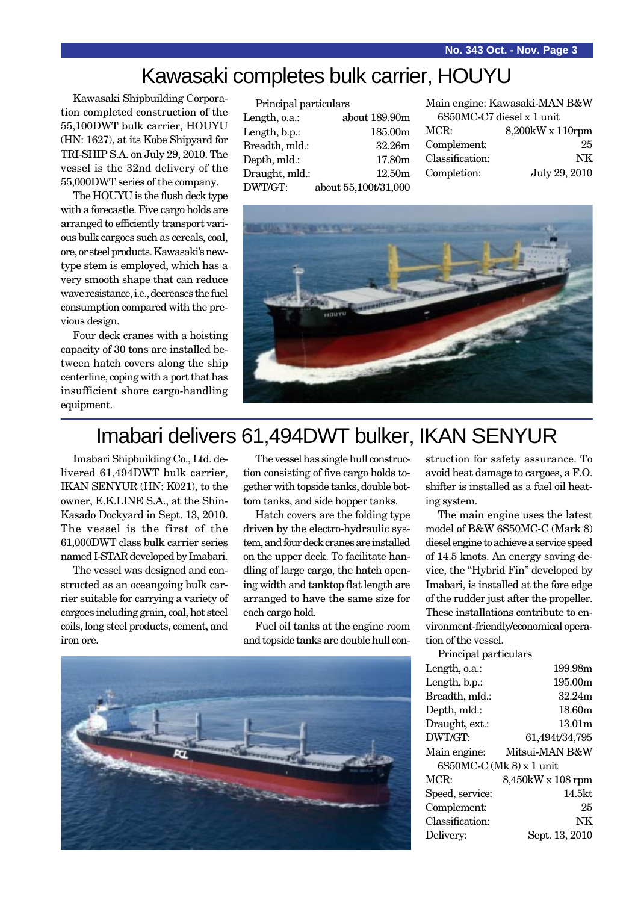# Kawasaki completes bulk carrier, HOUYU

Kawasaki Shipbuilding Corporation completed construction of the 55,100DWT bulk carrier, HOUYU (HN: 1627), at its Kobe Shipyard for TRI-SHIP S.A. on July 29, 2010. The vessel is the 32nd delivery of the 55,000DWT series of the company.

The HOUYU is the flush deck type with a forecastle. Five cargo holds are arranged to efficiently transport various bulk cargoes such as cereals, coal, ore, or steel products. Kawasaki's new-type stem is employed, which has a very smooth shape that can reduce wave resistance, i.e., decreases the fuel consumption compared with the previous design.

Four deck cranes with a hoisting capacity of 30 tons are installed between hatch covers along the ship centerline, coping with a port that has insufficient shore cargo-handling equipment.

Principal particulars

| | |
|---|---|
| Length, o.a.: | about 189.90m |
| Length, b.p.: | 185.00m |
| Breadth, mld.: | 32.26m |
| Depth, mld.: | 17.80m |
| Draught, mld.: | 12.50m |
| DWT/GT: | about 55,100t/31,000 |
| Main engine: | Kawasaki-MAN B&W 6S50MC-C7 diesel x 1 unit |
| MCR: | 8,200kW x 110rpm |
| Complement: | 25 |
| Classification: | NK |
| Completion: | July 29, 2010 |

# Imabari delivers 61,494DWT bulker, IKAN SENYUR

Imabari Shipbuilding Co., Ltd. delivered 61,494DWT bulk carrier, IKAN SENYUR (HN: K021), to the owner, E.K.LINE S.A., at the Shin-Kasado Dockyard in Sept. 13, 2010. The vessel is the first of the 61,000DWT class bulk carrier series named I-STAR developed by Imabari.

The vessel was designed and constructed as an oceangoing bulk carrier suitable for carrying a variety of cargoes including grain, coal, hot steel coils, long steel products, cement, and iron ore.

The vessel has single hull construction consisting of five cargo holds together with topside tanks, double bottom tanks, and side hopper tanks.

Hatch covers are the folding type driven by the electro-hydraulic system, and four deck cranes are installed on the upper deck. To facilitate handling of large cargo, the hatch opening width and tanktop flat length are arranged to have the same size for each cargo hold.

Fuel oil tanks at the engine room and topside tanks are double hull construction for safety assurance. To avoid heat damage to cargoes, a F.O. shifter is installed as a fuel oil heating system.

The main engine uses the latest model of B&W 6S50MC-C (Mark 8) diesel engine to achieve a service speed of 14.5 knots. An energy saving device, the "Hybrid Fin" developed by Imabari, is installed at the fore edge of the rudder just after the propeller. These installations contribute to environment-friendly/economical operation of the vessel.

Principal particulars

| | |
|---|---|
| Length, o.a.: | 199.98m |
| Length, b.p.: | 195.00m |
| Breadth, mld.: | 32.24m |
| Depth, mld.: | 18.60m |
| Draught, ext.: | 13.01m |
| DWT/GT: | 61,494t/34,795 |
| Main engine: | Mitsui-MAN B&W 6S50MC-C (Mk 8) x 1 unit |
| MCR: | 8,450kW x 108 rpm |
| Speed, service: | 14.5kt |
| Complement: | 25 |
| Classification: | NK |
| Delivery: | Sept. 13, 2010 |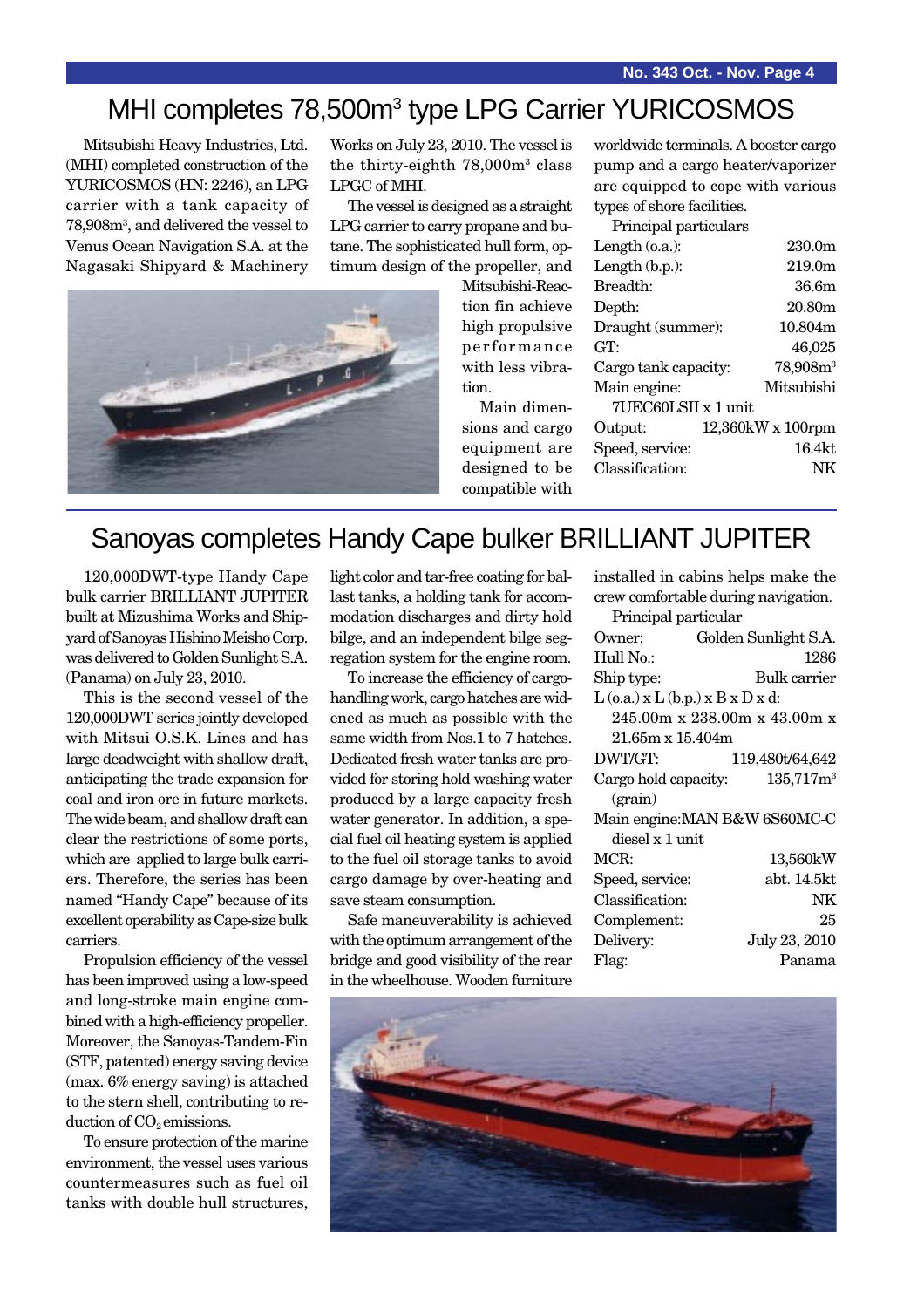# MHI completes 78,500m³ type LPG Carrier YURICOSMOS

Mitsubishi Heavy Industries, Ltd. (MHI) completed construction of the YURICOSMOS (HN: 2246), an LPG carrier with a tank capacity of 78,908m³, and delivered the vessel to Venus Ocean Navigation S.A. at the Nagasaki Shipyard & Machinery Works on July 23, 2010. The vessel is the thirty-eighth 78,000m³ class LPGC of MHI.

The vessel is designed as a straight LPG carrier to carry propane and butane. The sophisticated hull form, optimum design of the propeller, and Mitsubishi-Reaction fin achieve high propulsive performance with less vibration.

Main dimensions and cargo equipment are designed to be compatible with worldwide terminals. A booster cargo pump and a cargo heater/vaporizer are equipped to cope with various types of shore facilities.

Principal particulars

| | |
|---|---|
| Length (o.a.): | 230.0m |
| Length (b.p.): | 219.0m |
| Breadth: | 36.6m |
| Depth: | 20.80m |
| Draught (summer): | 10.804m |
| GT: | 46,025 |
| Cargo tank capacity: | 78,908m³ |
| Main engine: | Mitsubishi 7UEC60LSII x 1 unit |
| Output: | 12,360kW x 100rpm |
| Speed, service: | 16.4kt |
| Classification: | NK |

# Sanoyas completes Handy Cape bulker BRILLIANT JUPITER

120,000DWT-type Handy Cape bulk carrier BRILLIANT JUPITER built at Mizushima Works and Shipyard of Sanoyas Hishino Meisho Corp. was delivered to Golden Sunlight S.A. (Panama) on July 23, 2010.

This is the second vessel of the 120,000DWT series jointly developed with Mitsui O.S.K. Lines and has large deadweight with shallow draft, anticipating the trade expansion for coal and iron ore in future markets. The wide beam, and shallow draft can clear the restrictions of some ports, which are applied to large bulk carriers. Therefore, the series has been named "Handy Cape" because of its excellent operability as Cape-size bulk carriers.

Propulsion efficiency of the vessel has been improved using a low-speed and long-stroke main engine combined with a high-efficiency propeller. Moreover, the Sanoyas-Tandem-Fin (STF, patented) energy saving device (max. 6% energy saving) is attached to the stern shell, contributing to reduction of $CO_2$ emissions.

To ensure protection of the marine environment, the vessel uses various countermeasures such as fuel oil tanks with double hull structures, light color and tar-free coating for ballast tanks, a holding tank for accommodation discharges and dirty hold bilge, and an independent bilge segregation system for the engine room.

To increase the efficiency of cargo-handling work, cargo hatches are widened as much as possible with the same width from Nos.1 to 7 hatches. Dedicated fresh water tanks are provided for storing hold washing water produced by a large capacity fresh water generator. In addition, a special fuel oil heating system is applied to the fuel oil storage tanks to avoid cargo damage by over-heating and save steam consumption.

Safe maneuverability is achieved with the optimum arrangement of the bridge and good visibility of the rear in the wheelhouse. Wooden furniture installed in cabins helps make the crew comfortable during navigation.

Principal particular

| | |
|---|---|
| Owner: | Golden Sunlight S.A. |
| Hull No.: | 1286 |
| Ship type: | Bulk carrier |
| L (o.a.) x L (b.p.) x B x D x d: | 245.00m x 238.00m x 43.00m x 21.65m x 15.404m |
| DWT/GT: | 119,480t/64,642 |
| Cargo hold capacity: | 135,717m³ (grain) |
| Main engine: | MAN B&W 6S60MC-C diesel x 1 unit |
| MCR: | 13,560kW |
| Speed, service: | abt. 14.5kt |
| Classification: | NK |
| Complement: | 25 |
| Delivery: | July 23, 2010 |
| Flag: | Panama |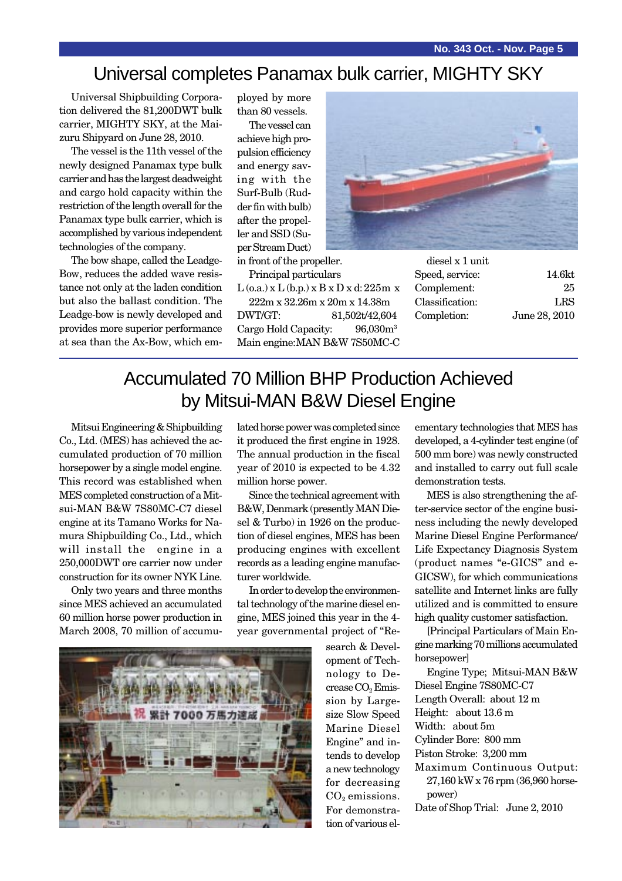## Universal completes Panamax bulk carrier, MIGHTY SKY

Universal Shipbuilding Corporation delivered the 81,200DWT bulk carrier, MIGHTY SKY, at the Maizuru Shipyard on June 28, 2010.

The vessel is the 11th vessel of the newly designed Panamax type bulk carrier and has the largest deadweight and cargo hold capacity within the restriction of the length overall for the Panamax type bulk carrier, which is accomplished by various independent technologies of the company.

The bow shape, called the Leadge-Bow, reduces the added wave resistance not only at the laden condition but also the ballast condition. The Leadge-bow is newly developed and provides more superior performance at sea than the Ax-Bow, which employed by more than 80 vessels.

The vessel can achieve high propulsion efficiency and energy saving with the Surf-Bulb (Rudder fin with bulb) after the propeller and SSD (Super Stream Duct) in front of the propeller.

Principal particulars

L (o.a.) x L (b.p.) x B x D x d: 225m x 222m x 32.26m x 20m x 14.38m
DWT/GT: 81,502t/42,604
Cargo Hold Capacity: 96,030m$^3$
Main engine: MAN B&W 7S50MC-C diesel x 1 unit
Speed, service: 14.6kt
Complement: 25
Classification: LRS
Completion: June 28, 2010

## Accumulated 70 Million BHP Production Achieved by Mitsui-MAN B&W Diesel Engine

Mitsui Engineering & Shipbuilding Co., Ltd. (MES) has achieved the accumulated production of 70 million horsepower by a single model engine. This record was established when MES completed construction of a Mitsui-MAN B&W 7S80MC-C7 diesel engine at its Tamano Works for Namura Shipbuilding Co., Ltd., which will install the engine in a 250,000DWT ore carrier now under construction for its owner NYK Line.

Only two years and three months since MES achieved an accumulated 60 million horse power production in March 2008, 70 million of accumulated horse power was completed since it produced the first engine in 1928. The annual production in the fiscal year of 2010 is expected to be 4.32 million horse power.

Since the technical agreement with B&W, Denmark (presently MAN Diesel & Turbo) in 1926 on the production of diesel engines, MES has been producing engines with excellent records as a leading engine manufacturer worldwide.

In order to develop the environmental technology of the marine diesel engine, MES joined this year in the 4-year governmental project of "Research & Development of Technology to Decrease $CO_2$ Emission by Large-size Slow Speed Marine Diesel Engine" and intends to develop a new technology for decreasing $CO_2$ emissions. For demonstration of various elementary technologies that MES has developed, a 4-cylinder test engine (of 500 mm bore) was newly constructed and installed to carry out full scale demonstration tests.

MES is also strengthening the after-service sector of the engine business including the newly developed Marine Diesel Engine Performance/Life Expectancy Diagnosis System (product names "e-GICS" and e-GICSW), for which communications satellite and Internet links are fully utilized and is committed to ensure high quality customer satisfaction.

[Principal Particulars of Main Engine marking 70 millions accumulated horsepower]

Engine Type; Mitsui-MAN B&W Diesel Engine 7S80MC-C7
Length Overall: about 12 m
Height: about 13.6 m
Width: about 5m
Cylinder Bore: 800 mm
Piston Stroke: 3,200 mm
Maximum Continuous Output: 27,160 kW x 76 rpm (36,960 horsepower)
Date of Shop Trial: June 2, 2010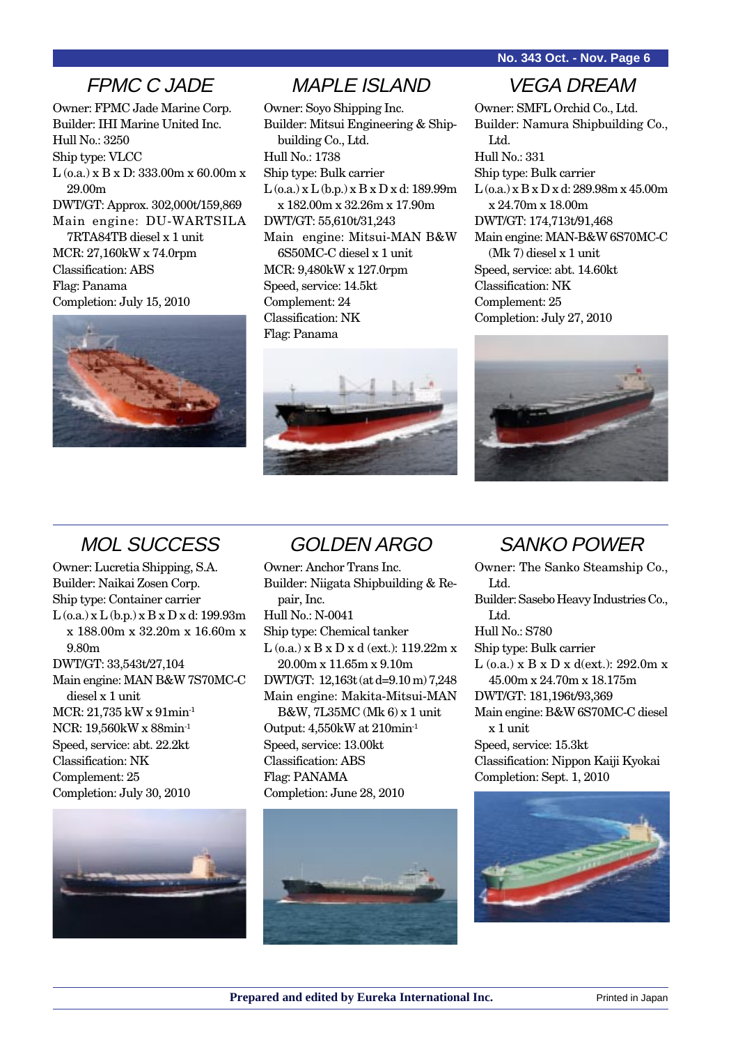## FPMC C JADE

Owner: FPMC Jade Marine Corp.
Builder: IHI Marine United Inc.
Hull No.: 3250
Ship type: VLCC
L (o.a.) x B x D: 333.00m x 60.00m x 29.00m
DWT/GT: Approx. 302,000t/159,869
Main engine: DU-WARTSILA 7RTA84TB diesel x 1 unit
MCR: 27,160kW x 74.0rpm
Classification: ABS
Flag: Panama
Completion: July 15, 2010

## MAPLE ISLAND

Owner: Soyo Shipping Inc.
Builder: Mitsui Engineering & Shipbuilding Co., Ltd.
Hull No.: 1738
Ship type: Bulk carrier
L (o.a.) x L (b.p.) x B x D x d: 189.99m x 182.00m x 32.26m x 17.90m
DWT/GT: 55,610t/31,243
Main engine: Mitsui-MAN B&W 6S50MC-C diesel x 1 unit
MCR: 9,480kW x 127.0rpm
Speed, service: 14.5kt
Complement: 24
Classification: NK
Flag: Panama

## VEGA DREAM

Owner: SMFL Orchid Co., Ltd.
Builder: Namura Shipbuilding Co., Ltd.
Hull No.: 331
Ship type: Bulk carrier
L (o.a.) x B x D x d: 289.98m x 45.00m x 24.70m x 18.00m
DWT/GT: 174,713t/91,468
Main engine: MAN-B&W 6S70MC-C (Mk 7) diesel x 1 unit
Speed, service: abt. 14.60kt
Classification: NK
Complement: 25
Completion: July 27, 2010

## MOL SUCCESS

Owner: Lucretia Shipping, S.A.
Builder: Naikai Zosen Corp.
Ship type: Container carrier
L (o.a.) x L (b.p.) x B x D x d: 199.93m x 188.00m x 32.20m x 16.60m x 9.80m
DWT/GT: 33,543t/27,104
Main engine: MAN B&W 7S70MC-C diesel x 1 unit
MCR: 21,735 kW x 91min$^{-1}$
NCR: 19,560kW x 88min$^{-1}$
Speed, service: abt. 22.2kt
Classification: NK
Complement: 25
Completion: July 30, 2010

## GOLDEN ARGO

Owner: Anchor Trans Inc.
Builder: Niigata Shipbuilding & Repair, Inc.
Hull No.: N-0041
Ship type: Chemical tanker
L (o.a.) x B x D x d (ext.): 119.22m x 20.00m x 11.65m x 9.10m
DWT/GT: 12,163t (at d=9.10 m) 7,248
Main engine: Makita-Mitsui-MAN B&W, 7L35MC (Mk 6) x 1 unit
Output: 4,550kW at 210min$^{-1}$
Speed, service: 13.00kt
Classification: ABS
Flag: PANAMA
Completion: June 28, 2010

## SANKO POWER

Owner: The Sanko Steamship Co., Ltd.
Builder: Sasebo Heavy Industries Co., Ltd.
Hull No.: S780
Ship type: Bulk carrier
L (o.a.) x B x D x d(ext.): 292.0m x 45.00m x 24.70m x 18.175m
DWT/GT: 181,196t/93,369
Main engine: B&W 6S70MC-C diesel x 1 unit
Speed, service: 15.3kt
Classification: Nippon Kaiji Kyokai
Completion: Sept. 1, 2010

**Prepared and edited by Eureka International Inc.**

Printed in Japan